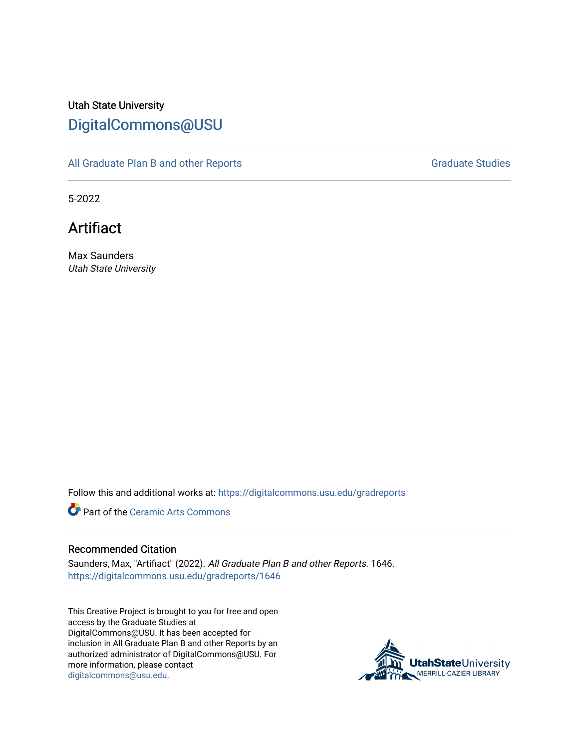Utah State University

DigitalCommons@USU

All Graduate Plan B and other Reports | Graduate Studies

5-2022

# Artifiact

Max Saunders
*Utah State University*

Follow this and additional works at: https://digitalcommons.usu.edu/gradreports

Part of the Ceramic Arts Commons

## Recommended Citation

Saunders, Max, "Artifiact" (2022). *All Graduate Plan B and other Reports*. 1646.
https://digitalcommons.usu.edu/gradreports/1646

This Creative Project is brought to you for free and open access by the Graduate Studies at DigitalCommons@USU. It has been accepted for inclusion in All Graduate Plan B and other Reports by an authorized administrator of DigitalCommons@USU. For more information, please contact digitalcommons@usu.edu.

UtahStateUniversity MERRILL-CAZIER LIBRARY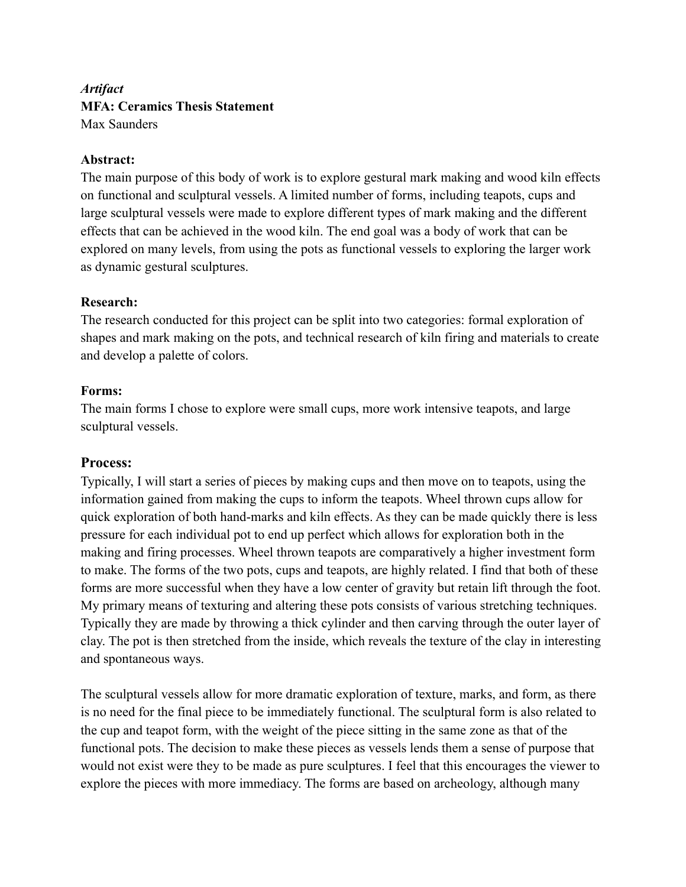*Artifact*
**MFA: Ceramics Thesis Statement**
Max Saunders

**Abstract:**
The main purpose of this body of work is to explore gestural mark making and wood kiln effects on functional and sculptural vessels. A limited number of forms, including teapots, cups and large sculptural vessels were made to explore different types of mark making and the different effects that can be achieved in the wood kiln. The end goal was a body of work that can be explored on many levels, from using the pots as functional vessels to exploring the larger work as dynamic gestural sculptures.

**Research:**
The research conducted for this project can be split into two categories: formal exploration of shapes and mark making on the pots, and technical research of kiln firing and materials to create and develop a palette of colors.

**Forms:**
The main forms I chose to explore were small cups, more work intensive teapots, and large sculptural vessels.

**Process:**
Typically, I will start a series of pieces by making cups and then move on to teapots, using the information gained from making the cups to inform the teapots. Wheel thrown cups allow for quick exploration of both hand-marks and kiln effects. As they can be made quickly there is less pressure for each individual pot to end up perfect which allows for exploration both in the making and firing processes. Wheel thrown teapots are comparatively a higher investment form to make. The forms of the two pots, cups and teapots, are highly related. I find that both of these forms are more successful when they have a low center of gravity but retain lift through the foot. My primary means of texturing and altering these pots consists of various stretching techniques. Typically they are made by throwing a thick cylinder and then carving through the outer layer of clay. The pot is then stretched from the inside, which reveals the texture of the clay in interesting and spontaneous ways.

The sculptural vessels allow for more dramatic exploration of texture, marks, and form, as there is no need for the final piece to be immediately functional. The sculptural form is also related to the cup and teapot form, with the weight of the piece sitting in the same zone as that of the functional pots. The decision to make these pieces as vessels lends them a sense of purpose that would not exist were they to be made as pure sculptures. I feel that this encourages the viewer to explore the pieces with more immediacy. The forms are based on archeology, although many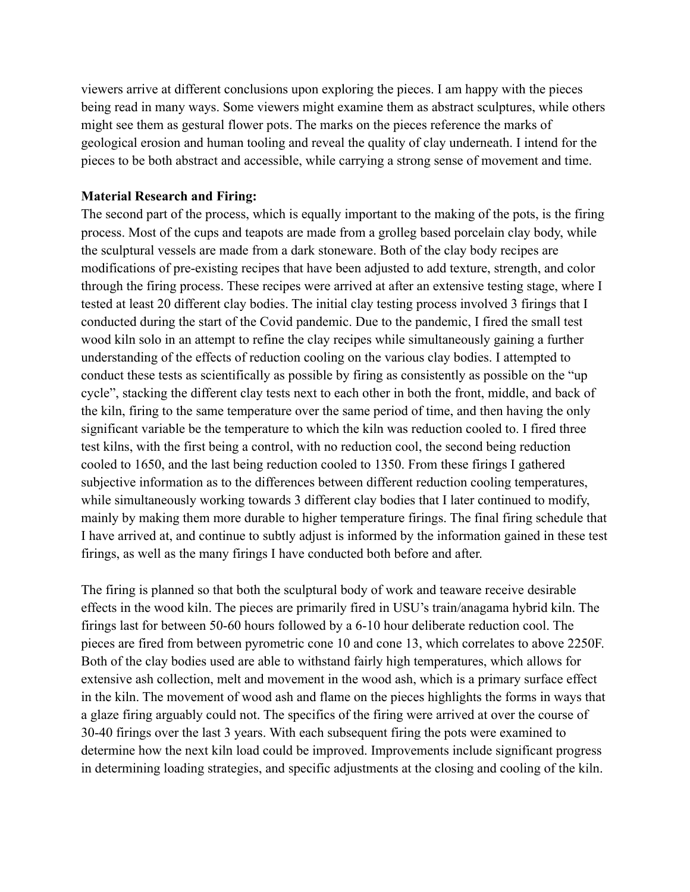viewers arrive at different conclusions upon exploring the pieces. I am happy with the pieces being read in many ways. Some viewers might examine them as abstract sculptures, while others might see them as gestural flower pots. The marks on the pieces reference the marks of geological erosion and human tooling and reveal the quality of clay underneath. I intend for the pieces to be both abstract and accessible, while carrying a strong sense of movement and time.

**Material Research and Firing:**

The second part of the process, which is equally important to the making of the pots, is the firing process. Most of the cups and teapots are made from a grolleg based porcelain clay body, while the sculptural vessels are made from a dark stoneware. Both of the clay body recipes are modifications of pre-existing recipes that have been adjusted to add texture, strength, and color through the firing process. These recipes were arrived at after an extensive testing stage, where I tested at least 20 different clay bodies. The initial clay testing process involved 3 firings that I conducted during the start of the Covid pandemic. Due to the pandemic, I fired the small test wood kiln solo in an attempt to refine the clay recipes while simultaneously gaining a further understanding of the effects of reduction cooling on the various clay bodies. I attempted to conduct these tests as scientifically as possible by firing as consistently as possible on the "up cycle", stacking the different clay tests next to each other in both the front, middle, and back of the kiln, firing to the same temperature over the same period of time, and then having the only significant variable be the temperature to which the kiln was reduction cooled to. I fired three test kilns, with the first being a control, with no reduction cool, the second being reduction cooled to 1650, and the last being reduction cooled to 1350. From these firings I gathered subjective information as to the differences between different reduction cooling temperatures, while simultaneously working towards 3 different clay bodies that I later continued to modify, mainly by making them more durable to higher temperature firings. The final firing schedule that I have arrived at, and continue to subtly adjust is informed by the information gained in these test firings, as well as the many firings I have conducted both before and after.

The firing is planned so that both the sculptural body of work and teaware receive desirable effects in the wood kiln. The pieces are primarily fired in USU's train/anagama hybrid kiln. The firings last for between 50-60 hours followed by a 6-10 hour deliberate reduction cool. The pieces are fired from between pyrometric cone 10 and cone 13, which correlates to above 2250F. Both of the clay bodies used are able to withstand fairly high temperatures, which allows for extensive ash collection, melt and movement in the wood ash, which is a primary surface effect in the kiln. The movement of wood ash and flame on the pieces highlights the forms in ways that a glaze firing arguably could not. The specifics of the firing were arrived at over the course of 30-40 firings over the last 3 years. With each subsequent firing the pots were examined to determine how the next kiln load could be improved. Improvements include significant progress in determining loading strategies, and specific adjustments at the closing and cooling of the kiln.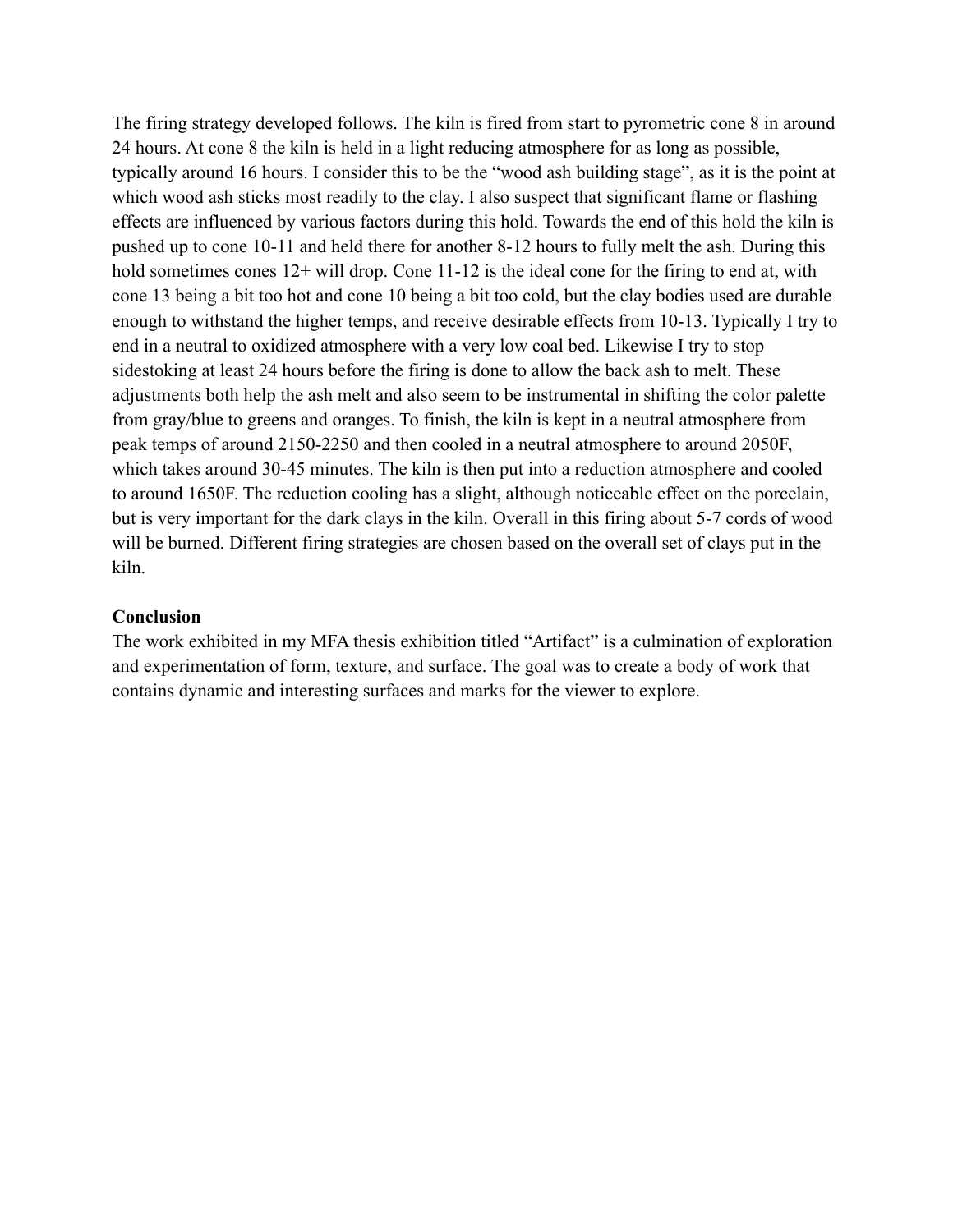The firing strategy developed follows. The kiln is fired from start to pyrometric cone 8 in around 24 hours. At cone 8 the kiln is held in a light reducing atmosphere for as long as possible, typically around 16 hours. I consider this to be the "wood ash building stage", as it is the point at which wood ash sticks most readily to the clay. I also suspect that significant flame or flashing effects are influenced by various factors during this hold. Towards the end of this hold the kiln is pushed up to cone 10-11 and held there for another 8-12 hours to fully melt the ash. During this hold sometimes cones 12+ will drop. Cone 11-12 is the ideal cone for the firing to end at, with cone 13 being a bit too hot and cone 10 being a bit too cold, but the clay bodies used are durable enough to withstand the higher temps, and receive desirable effects from 10-13. Typically I try to end in a neutral to oxidized atmosphere with a very low coal bed. Likewise I try to stop sidestoking at least 24 hours before the firing is done to allow the back ash to melt. These adjustments both help the ash melt and also seem to be instrumental in shifting the color palette from gray/blue to greens and oranges. To finish, the kiln is kept in a neutral atmosphere from peak temps of around 2150-2250 and then cooled in a neutral atmosphere to around 2050F, which takes around 30-45 minutes. The kiln is then put into a reduction atmosphere and cooled to around 1650F. The reduction cooling has a slight, although noticeable effect on the porcelain, but is very important for the dark clays in the kiln. Overall in this firing about 5-7 cords of wood will be burned. Different firing strategies are chosen based on the overall set of clays put in the kiln.

**Conclusion**

The work exhibited in my MFA thesis exhibition titled "Artifact" is a culmination of exploration and experimentation of form, texture, and surface. The goal was to create a body of work that contains dynamic and interesting surfaces and marks for the viewer to explore.